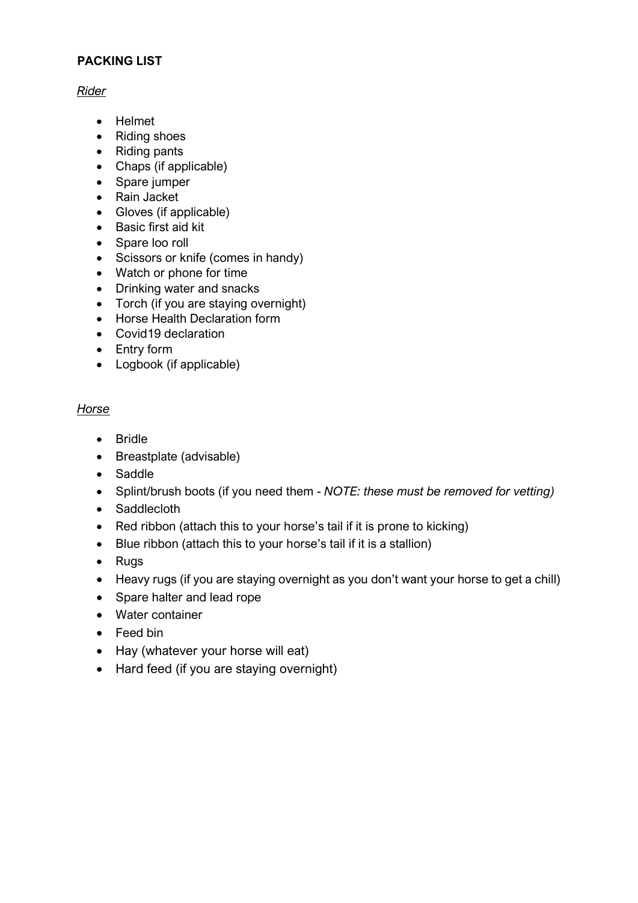# PACKING LIST

*Rider*

- Helmet
- Riding shoes
- Riding pants
- Chaps (if applicable)
- Spare jumper
- Rain Jacket
- Gloves (if applicable)
- Basic first aid kit
- Spare loo roll
- Scissors or knife (comes in handy)
- Watch or phone for time
- Drinking water and snacks
- Torch (if you are staying overnight)
- Horse Health Declaration form
- Covid19 declaration
- Entry form
- Logbook (if applicable)

*Horse*

- Bridle
- Breastplate (advisable)
- Saddle
- Splint/brush boots (if you need them - *NOTE: these must be removed for vetting)*
- Saddlecloth
- Red ribbon (attach this to your horse's tail if it is prone to kicking)
- Blue ribbon (attach this to your horse's tail if it is a stallion)
- Rugs
- Heavy rugs (if you are staying overnight as you don't want your horse to get a chill)
- Spare halter and lead rope
- Water container
- Feed bin
- Hay (whatever your horse will eat)
- Hard feed (if you are staying overnight)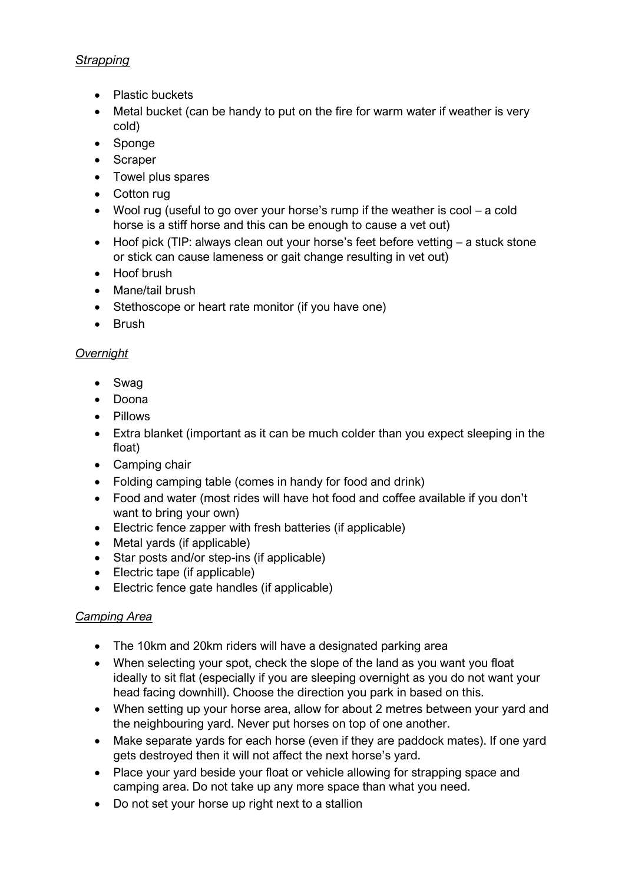*Strapping*

- Plastic buckets
- Metal bucket (can be handy to put on the fire for warm water if weather is very cold)
- Sponge
- Scraper
- Towel plus spares
- Cotton rug
- Wool rug (useful to go over your horse's rump if the weather is cool – a cold horse is a stiff horse and this can be enough to cause a vet out)
- Hoof pick (TIP: always clean out your horse's feet before vetting – a stuck stone or stick can cause lameness or gait change resulting in vet out)
- Hoof brush
- Mane/tail brush
- Stethoscope or heart rate monitor (if you have one)
- Brush

*Overnight*

- Swag
- Doona
- Pillows
- Extra blanket (important as it can be much colder than you expect sleeping in the float)
- Camping chair
- Folding camping table (comes in handy for food and drink)
- Food and water (most rides will have hot food and coffee available if you don't want to bring your own)
- Electric fence zapper with fresh batteries (if applicable)
- Metal yards (if applicable)
- Star posts and/or step-ins (if applicable)
- Electric tape (if applicable)
- Electric fence gate handles (if applicable)

*Camping Area*

- The 10km and 20km riders will have a designated parking area
- When selecting your spot, check the slope of the land as you want you float ideally to sit flat (especially if you are sleeping overnight as you do not want your head facing downhill). Choose the direction you park in based on this.
- When setting up your horse area, allow for about 2 metres between your yard and the neighbouring yard. Never put horses on top of one another.
- Make separate yards for each horse (even if they are paddock mates). If one yard gets destroyed then it will not affect the next horse's yard.
- Place your yard beside your float or vehicle allowing for strapping space and camping area. Do not take up any more space than what you need.
- Do not set your horse up right next to a stallion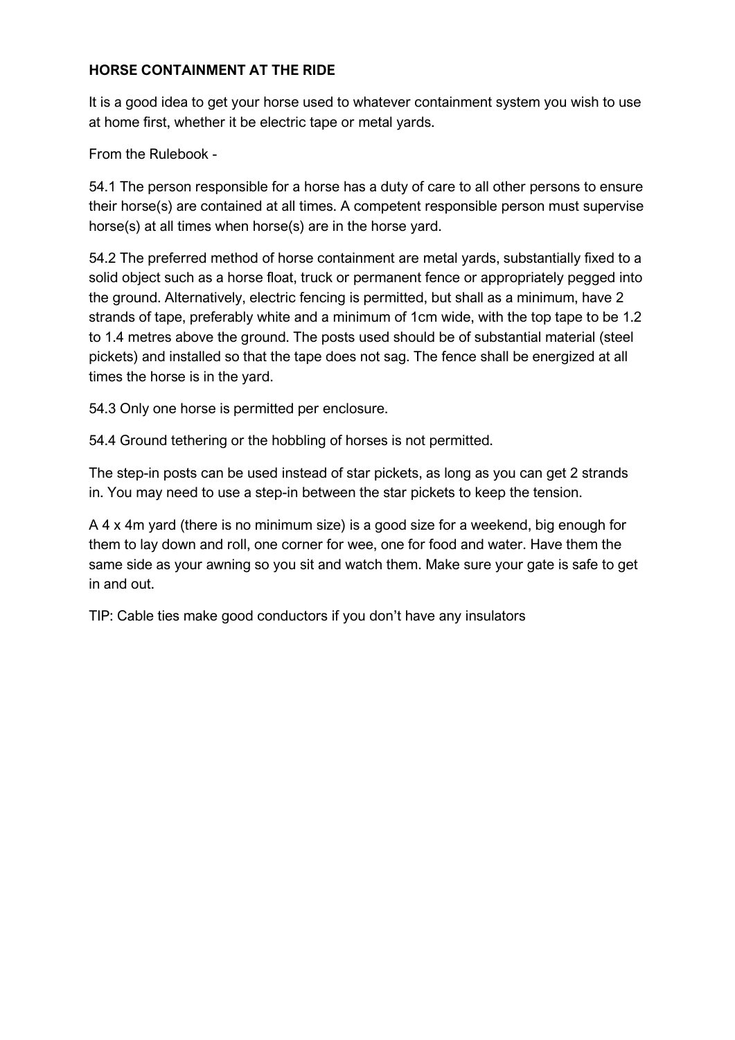**HORSE CONTAINMENT AT THE RIDE**

It is a good idea to get your horse used to whatever containment system you wish to use at home first, whether it be electric tape or metal yards.

From the Rulebook -

54.1 The person responsible for a horse has a duty of care to all other persons to ensure their horse(s) are contained at all times. A competent responsible person must supervise horse(s) at all times when horse(s) are in the horse yard.

54.2 The preferred method of horse containment are metal yards, substantially fixed to a solid object such as a horse float, truck or permanent fence or appropriately pegged into the ground. Alternatively, electric fencing is permitted, but shall as a minimum, have 2 strands of tape, preferably white and a minimum of 1cm wide, with the top tape to be 1.2 to 1.4 metres above the ground. The posts used should be of substantial material (steel pickets) and installed so that the tape does not sag. The fence shall be energized at all times the horse is in the yard.

54.3 Only one horse is permitted per enclosure.

54.4 Ground tethering or the hobbling of horses is not permitted.

The step-in posts can be used instead of star pickets, as long as you can get 2 strands in. You may need to use a step-in between the star pickets to keep the tension.

A 4 x 4m yard (there is no minimum size) is a good size for a weekend, big enough for them to lay down and roll, one corner for wee, one for food and water. Have them the same side as your awning so you sit and watch them. Make sure your gate is safe to get in and out.

TIP: Cable ties make good conductors if you don't have any insulators